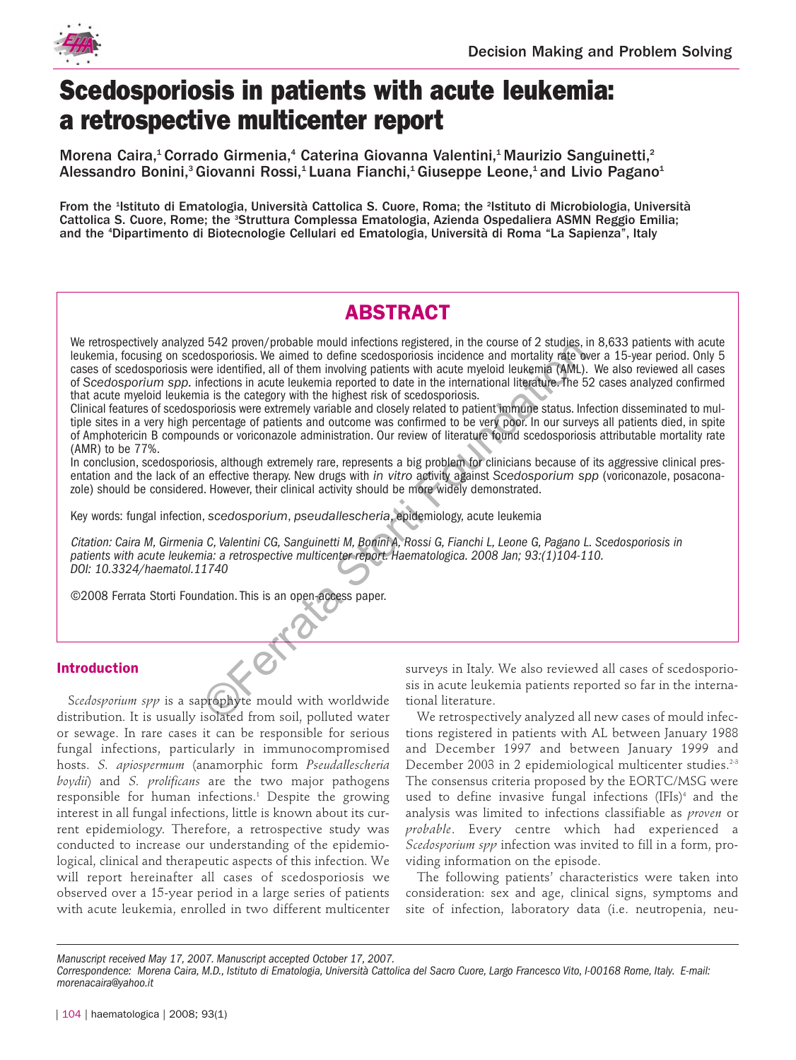Decision Making and Problem Solving

# Scedosporiosis in patients with acute leukemia: a retrospective multicenter report

Morena Caira,[1] Corrado Girmenia,[4] Caterina Giovanna Valentini,[1] Maurizio Sanguinetti,[2] Alessandro Bonini,[3] Giovanni Rossi,[1] Luana Fianchi,[1] Giuseppe Leone,[1] and Livio Pagano[1]

From the [1]Istituto di Ematologia, Università Cattolica S. Cuore, Roma; the [2]Istituto di Microbiologia, Università Cattolica S. Cuore, Rome; the [3]Struttura Complessa Ematologia, Azienda Ospedaliera ASMN Reggio Emilia; and the [4]Dipartimento di Biotecnologie Cellulari ed Ematologia, Università di Roma "La Sapienza", Italy

## ABSTRACT

We retrospectively analyzed 542 proven/probable mould infections registered, in the course of 2 studies, in 8,633 patients with acute leukemia, focusing on scedosporiosis. We aimed to define scedosporiosis incidence and mortality rate over a 15-year period. Only 5 cases of scedosporiosis were identified, all of them involving patients with acute myeloid leukemia (AML). We also reviewed all cases of *Scedosporium spp.* infections in acute leukemia reported to date in the international literature. The 52 cases analyzed confirmed that acute myeloid leukemia is the category with the highest risk of scedosporiosis.

Clinical features of scedosporiosis were extremely variable and closely related to patient immune status. Infection disseminated to multiple sites in a very high percentage of patients and outcome was confirmed to be very poor. In our surveys all patients died, in spite of Amphotericin B compounds or voriconazole administration. Our review of literature found scedosporiosis attributable mortality rate (AMR) to be 77%.

In conclusion, scedosporiosis, although extremely rare, represents a big problem for clinicians because of its aggressive clinical presentation and the lack of an effective therapy. New drugs with *in vitro* activity against *Scedosporium spp* (voriconazole, posaconazole) should be considered. However, their clinical activity should be more widely demonstrated.

Key words: fungal infection, *scedosporium*, *pseudallescheria*, epidemiology, acute leukemia

*Citation: Caira M, Girmenia C, Valentini CG, Sanguinetti M, Bonini A, Rossi G, Fianchi L, Leone G, Pagano L. Scedosporiosis in patients with acute leukemia: a retrospective multicenter report. Haematologica. 2008 Jan; 93:(1)104-110. DOI: 10.3324/haematol.11740*

©2008 Ferrata Storti Foundation. This is an open-access paper.

## Introduction

*Scedosporium spp* is a saprophyte mould with worldwide distribution. It is usually isolated from soil, polluted water or sewage. In rare cases it can be responsible for serious fungal infections, particularly in immunocompromised hosts. *S. apiospermum* (anamorphic form *Pseudallescheria boydii*) and *S. prolificans* are the two major pathogens responsible for human infections.[1] Despite the growing interest in all fungal infections, little is known about its current epidemiology. Therefore, a retrospective study was conducted to increase our understanding of the epidemiological, clinical and therapeutic aspects of this infection. We will report hereinafter all cases of scedosporiosis we observed over a 15-year period in a large series of patients with acute leukemia, enrolled in two different multicenter surveys in Italy. We also reviewed all cases of scedosporiosis in acute leukemia patients reported so far in the international literature.

We retrospectively analyzed all new cases of mould infections registered in patients with AL between January 1988 and December 1997 and between January 1999 and December 2003 in 2 epidemiological multicenter studies.[2-3] The consensus criteria proposed by the EORTC/MSG were used to define invasive fungal infections (IFIs)[4] and the analysis was limited to infections classifiable as *proven* or *probable*. Every centre which had experienced a *Scedosporium spp* infection was invited to fill in a form, providing information on the episode.

The following patients' characteristics were taken into consideration: sex and age, clinical signs, symptoms and site of infection, laboratory data (i.e. neutropenia, neu-

Manuscript received May 17, 2007. Manuscript accepted October 17, 2007.

Correspondence: Morena Caira, M.D., Istituto di Ematologia, Università Cattolica del Sacro Cuore, Largo Francesco Vito, I-00168 Rome, Italy. E-mail: morenacaira@yahoo.it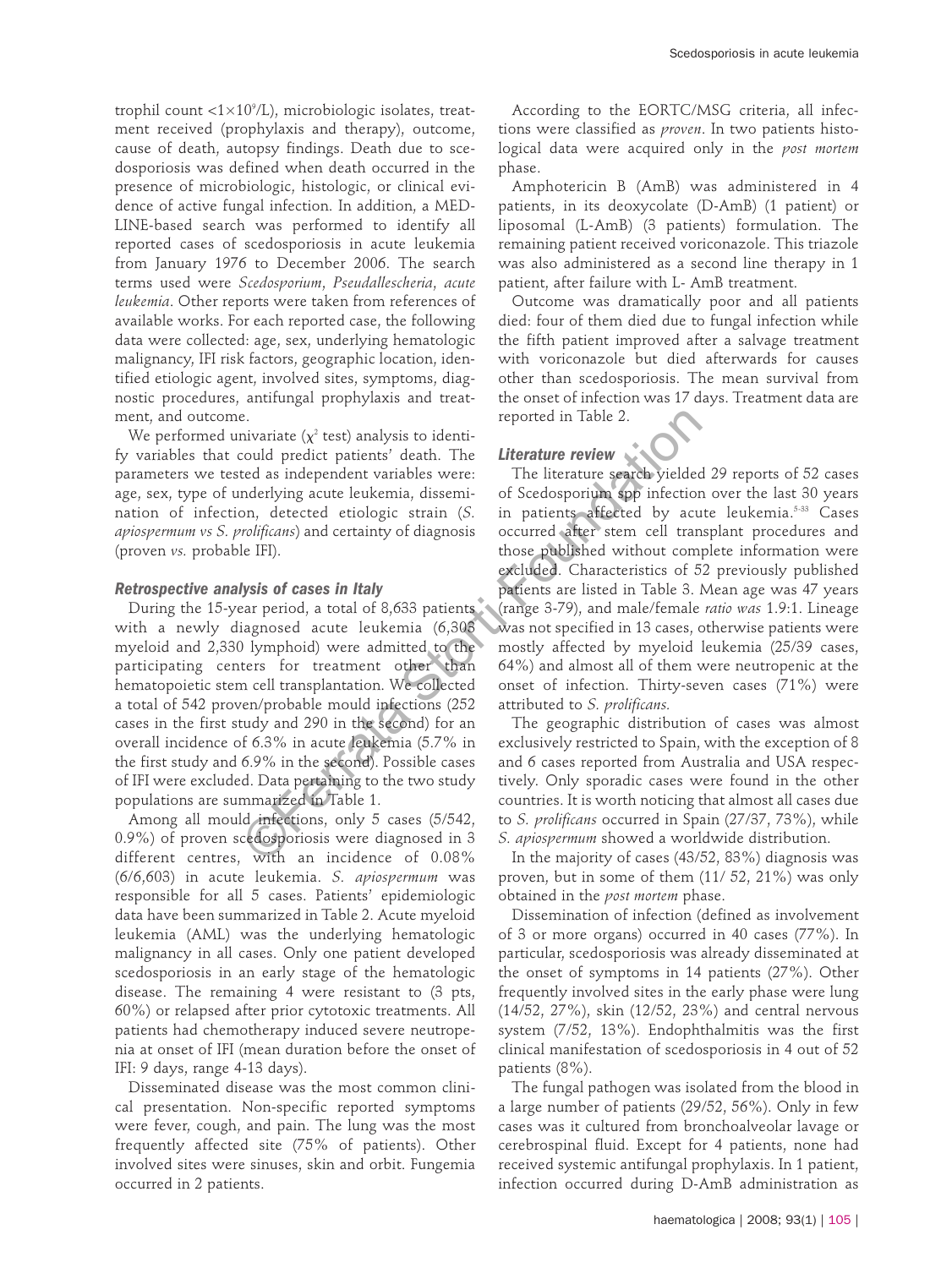trophil count $<1\times10^9$/L), microbiologic isolates, treatment received (prophylaxis and therapy), outcome, cause of death, autopsy findings. Death due to scedosporiosis was defined when death occurred in the presence of microbiologic, histologic, or clinical evidence of active fungal infection. In addition, a MEDLINE-based search was performed to identify all reported cases of scedosporiosis in acute leukemia from January 1976 to December 2006. The search terms used were *Scedosporium*, *Pseudallescheria*, *acute leukemia*. Other reports were taken from references of available works. For each reported case, the following data were collected: age, sex, underlying hematologic malignancy, IFI risk factors, geographic location, identified etiologic agent, involved sites, symptoms, diagnostic procedures, antifungal prophylaxis and treatment, and outcome.

We performed univariate ($\chi^2$ test) analysis to identify variables that could predict patients' death. The parameters we tested as independent variables were: age, sex, type of underlying acute leukemia, dissemination of infection, detected etiologic strain (*S. apiospermum vs S. prolificans*) and certainty of diagnosis (proven *vs.* probable IFI).

### Retrospective analysis of cases in Italy

During the 15-year period, a total of 8,633 patients with a newly diagnosed acute leukemia (6,303 myeloid and 2,330 lymphoid) were admitted to the participating centers for treatment other than hematopoietic stem cell transplantation. We collected a total of 542 proven/probable mould infections (252 cases in the first study and 290 in the second) for an overall incidence of 6.3% in acute leukemia (5.7% in the first study and 6.9% in the second). Possible cases of IFI were excluded. Data pertaining to the two study populations are summarized in Table 1.

Among all mould infections, only 5 cases (5/542, 0.9%) of proven scedosporiosis were diagnosed in 3 different centres, with an incidence of 0.08% (6/6,603) in acute leukemia. *S. apiospermum* was responsible for all 5 cases. Patients' epidemiologic data have been summarized in Table 2. Acute myeloid leukemia (AML) was the underlying hematologic malignancy in all cases. Only one patient developed scedosporiosis in an early stage of the hematologic disease. The remaining 4 were resistant to (3 pts, 60%) or relapsed after prior cytotoxic treatments. All patients had chemotherapy induced severe neutropenia at onset of IFI (mean duration before the onset of IFI: 9 days, range 4-13 days).

Disseminated disease was the most common clinical presentation. Non-specific reported symptoms were fever, cough, and pain. The lung was the most frequently affected site (75% of patients). Other involved sites were sinuses, skin and orbit. Fungemia occurred in 2 patients.

According to the EORTC/MSG criteria, all infections were classified as *proven*. In two patients histological data were acquired only in the *post mortem* phase.

Amphotericin B (AmB) was administered in 4 patients, in its deoxycolate (D-AmB) (1 patient) or liposomal (L-AmB) (3 patients) formulation. The remaining patient received voriconazole. This triazole was also administered as a second line therapy in 1 patient, after failure with L- AmB treatment.

Outcome was dramatically poor and all patients died: four of them died due to fungal infection while the fifth patient improved after a salvage treatment with voriconazole but died afterwards for causes other than scedosporiosis. The mean survival from the onset of infection was 17 days. Treatment data are reported in Table 2.

### Literature review

The literature search yielded 29 reports of 52 cases of Scedosporium spp infection over the last 30 years in patients affected by acute leukemia.[5-33] Cases occurred after stem cell transplant procedures and those published without complete information were excluded. Characteristics of 52 previously published patients are listed in Table 3. Mean age was 47 years (range 3-79), and male/female *ratio was* 1.9:1. Lineage was not specified in 13 cases, otherwise patients were mostly affected by myeloid leukemia (25/39 cases, 64%) and almost all of them were neutropenic at the onset of infection. Thirty-seven cases (71%) were attributed to *S. prolificans.*

The geographic distribution of cases was almost exclusively restricted to Spain, with the exception of 8 and 6 cases reported from Australia and USA respectively. Only sporadic cases were found in the other countries. It is worth noticing that almost all cases due to *S. prolificans* occurred in Spain (27/37, 73%), while *S. apiospermum* showed a worldwide distribution.

In the majority of cases (43/52, 83%) diagnosis was proven, but in some of them (11/ 52, 21%) was only obtained in the *post mortem* phase.

Dissemination of infection (defined as involvement of 3 or more organs) occurred in 40 cases (77%). In particular, scedosporiosis was already disseminated at the onset of symptoms in 14 patients (27%). Other frequently involved sites in the early phase were lung (14/52, 27%), skin (12/52, 23%) and central nervous system (7/52, 13%). Endophthalmitis was the first clinical manifestation of scedosporiosis in 4 out of 52 patients (8%).

The fungal pathogen was isolated from the blood in a large number of patients (29/52, 56%). Only in few cases was it cultured from bronchoalveolar lavage or cerebrospinal fluid. Except for 4 patients, none had received systemic antifungal prophylaxis. In 1 patient, infection occurred during D-AmB administration as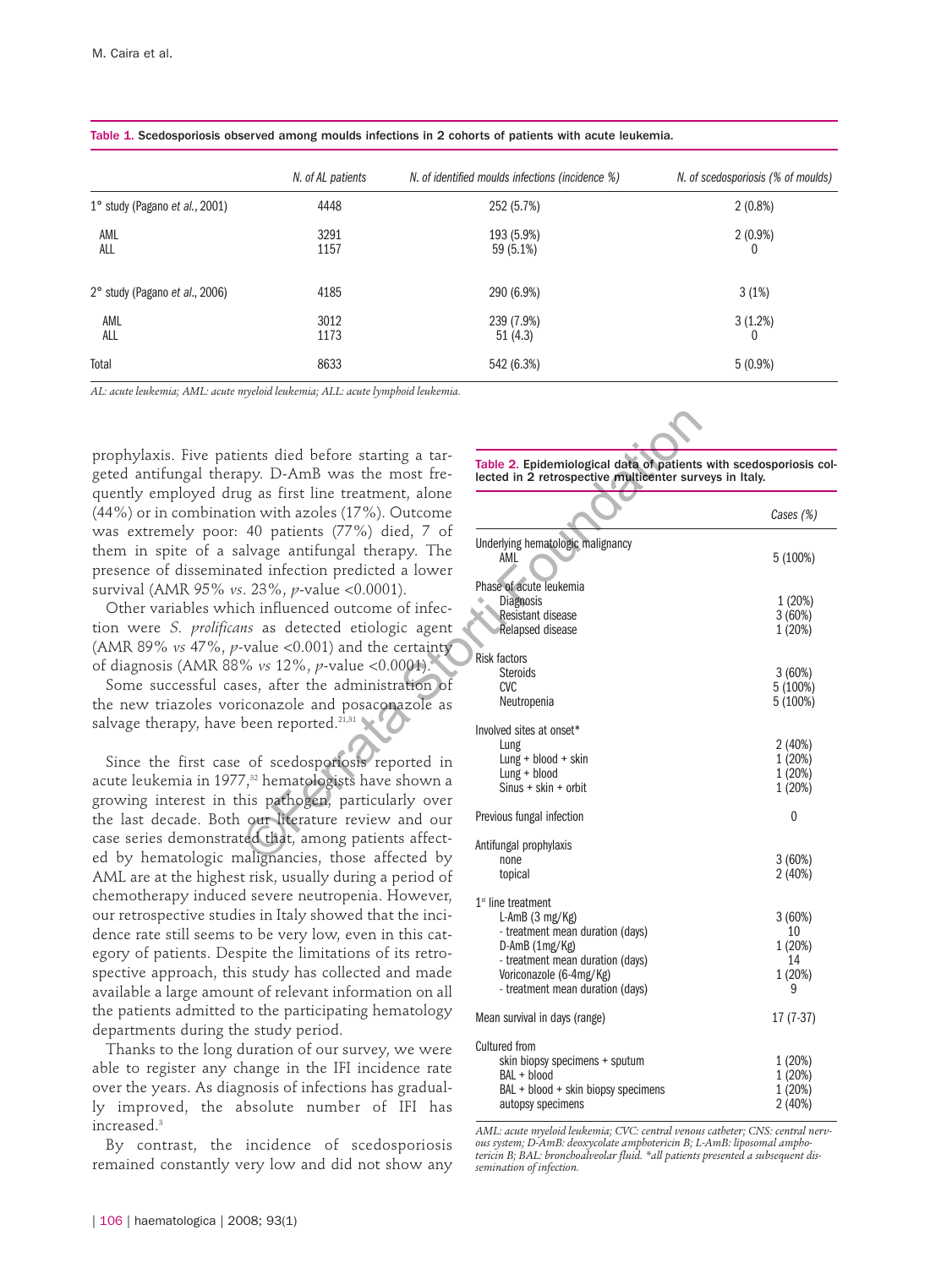Table 1. Scedosporiosis observed among moulds infections in 2 cohorts of patients with acute leukemia.

| | N. of AL patients | N. of identified moulds infections (incidence %) | N. of scedosporiosis (% of moulds) |
|---|---|---|---|
| 1° study (Pagano *et al.*, 2001) | 4448 | 252 (5.7%) | 2 (0.8%) |
| AML | 3291 | 193 (5.9%) | 2 (0.9%) |
| ALL | 1157 | 59 (5.1%) | 0 |
| 2° study (Pagano *et al.*, 2006) | 4185 | 290 (6.9%) | 3 (1%) |
| AML | 3012 | 239 (7.9%) | 3 (1.2%) |
| ALL | 1173 | 51 (4.3) | 0 |
| Total | 8633 | 542 (6.3%) | 5 (0.9%) |

*AL: acute leukemia; AML: acute myeloid leukemia; ALL: acute lymphoid leukemia.*

prophylaxis. Five patients died before starting a targeted antifungal therapy. D-AmB was the most frequently employed drug as first line treatment, alone (44%) or in combination with azoles (17%). Outcome was extremely poor: 40 patients (77%) died, 7 of them in spite of a salvage antifungal therapy. The presence of disseminated infection predicted a lower survival (AMR 95% *vs*. 23%, $p$-value <0.0001).

Other variables which influenced outcome of infection were *S. prolificans* as detected etiologic agent (AMR 89% *vs* 47%, $p$-value <0.001) and the certainty of diagnosis (AMR 88% *vs* 12%, $p$-value <0.0001).

Some successful cases, after the administration of the new triazoles voriconazole and posaconazole as salvage therapy, have been reported.[21,31]

Since the first case of scedosporiosis reported in acute leukemia in 1977,[32] hematologists have shown a growing interest in this pathogen, particularly over the last decade. Both our literature review and our case series demonstrated that, among patients affected by hematologic malignancies, those affected by AML are at the highest risk, usually during a period of chemotherapy induced severe neutropenia. However, our retrospective studies in Italy showed that the incidence rate still seems to be very low, even in this category of patients. Despite the limitations of its retrospective approach, this study has collected and made available a large amount of relevant information on all the patients admitted to the participating hematology departments during the study period.

Thanks to the long duration of our survey, we were able to register any change in the IFI incidence rate over the years. As diagnosis of infections has gradually improved, the absolute number of IFI has increased.[3]

By contrast, the incidence of scedosporiosis remained constantly very low and did not show any

Table 2. Epidemiological data of patients with scedosporiosis collected in 2 retrospective multicenter surveys in Italy.

| | Cases (%) |
|---|---|
| **Underlying hematologic malignancy** | |
| AML | 5 (100%) |
| **Phase of acute leukemia** | |
| Diagnosis | 1 (20%) |
| Resistant disease | 3 (60%) |
| Relapsed disease | 1 (20%) |
| **Risk factors** | |
| Steroids | 3 (60%) |
| CVC | 5 (100%) |
| Neutropenia | 5 (100%) |
| **Involved sites at onset*** | |
| Lung | 2 (40%) |
| Lung + blood + skin | 1 (20%) |
| Lung + blood | 1 (20%) |
| Sinus + skin + orbit | 1 (20%) |
| **Previous fungal infection** | 0 |
| **Antifungal prophylaxis** | |
| none | 3 (60%) |
| topical | 2 (40%) |
| **1st line treatment** | |
| L-AmB (3 mg/Kg) | 3 (60%) |
| - treatment mean duration (days) | 10 |
| D-AmB (1mg/Kg) | 1 (20%) |
| - treatment mean duration (days) | 14 |
| Voriconazole (6-4mg/Kg) | 1 (20%) |
| - treatment mean duration (days) | 9 |
| **Mean survival in days (range)** | 17 (7-37) |
| **Cultured from** | |
| skin biopsy specimens + sputum | 1 (20%) |
| BAL + blood | 1 (20%) |
| BAL + blood + skin biopsy specimens | 1 (20%) |
| autopsy specimens | 2 (40%) |

*AML: acute myeloid leukemia; CVC: central venous catheter; CNS: central nervous system; D-AmB: deoxycolate amphotericin B; L-AmB: liposomal amphotericin B; BAL: bronchoalveolar fluid. *all patients presented a subsequent dissemination of infection.*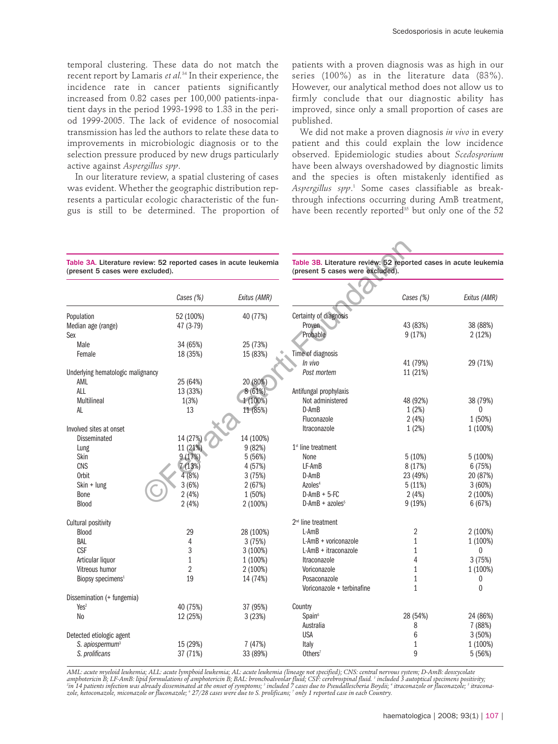temporal clustering. These data do not match the recent report by Lamaris *et al.*[34] In their experience, the incidence rate in cancer patients significantly increased from 0.82 cases per 100,000 patients-inpatient days in the period 1993-1998 to 1.33 in the period 1999-2005. The lack of evidence of nosocomial transmission has led the authors to relate these data to improvements in microbiologic diagnosis or to the selection pressure produced by new drugs particularly active against *Aspergillus spp*.

In our literature review, a spatial clustering of cases was evident. Whether the geographic distribution represents a particular ecologic characteristic of the fungus is still to be determined. The proportion of patients with a proven diagnosis was as high in our series (100%) as in the literature data (83%). However, our analytical method does not allow us to firmly conclude that our diagnostic ability has improved, since only a small proportion of cases are published.

We did not make a proven diagnosis *in vivo* in every patient and this could explain the low incidence observed. Epidemiologic studies about *Scedosporium* have been always overshadowed by diagnostic limits and the species is often mistakenly identified as *Aspergillus spp*.[1] Some cases classifiable as breakthrough infections occurring during AmB treatment, have been recently reported[35] but only one of the 52

**Table 3A.** Literature review: 52 reported cases in acute leukemia (present 5 cases were excluded).

| | Cases (%) | Exitus (AMR) |
|---|---|---|
| Population | 52 (100%) | 40 (77%) |
| Median age (range) | 47 (3-79) | |
| Sex | | |
| Male | 34 (65%) | 25 (73%) |
| Female | 18 (35%) | 15 (83%) |
| Underlying hematologic malignancy | | |
| AML | 25 (64%) | 20 (80%) |
| ALL | 13 (33%) | 8 (61%) |
| Multilineal | 1(3%) | 1 (100%) |
| AL | 13 | 11 (85%) |
| Involved sites at onset | | |
| Disseminated | 14 (27%) | 14 (100%) |
| Lung | 11 (21%) | 9 (82%) |
| Skin | 9 (17%) | 5 (56%) |
| CNS | 7 (13%) | 4 (57%) |
| Orbit | 4 (8%) | 3 (75%) |
| Skin + lung | 3 (6%) | 2 (67%) |
| Bone | 2 (4%) | 1 (50%) |
| Blood | 2 (4%) | 2 (100%) |
| Cultural positivity | | |
| Blood | 29 | 28 (100%) |
| BAL | 4 | 3 (75%) |
| CSF | 3 | 3 (100%) |
| Articular liquor | 1 | 1 (100%) |
| Vitreous humor | 2 | 2 (100%) |
| Biopsy specimens[1] | 19 | 14 (74%) |
| Dissemination (+ fungemia) | | |
| Yes[2] | 40 (75%) | 37 (95%) |
| No | 12 (25%) | 3 (23%) |
| Detected etiologic agent | | |
| *S. apiospermum*[3] | 15 (29%) | 7 (47%) |
| *S. prolificans* | 37 (71%) | 33 (89%) |

**Table 3B.** Literature review: 52 reported cases in acute leukemia (present 5 cases were excluded).

| | Cases (%) | Exitus (AMR) |
|---|---|---|
| Certainty of diagnosis | | |
| Proven | 43 (83%) | 38 (88%) |
| Probable | 9 (17%) | 2 (12%) |
| Time of diagnosis | | |
| *In vivo* | 41 (79%) | 29 (71%) |
| *Post mortem* | 11 (21%) | |
| Antifungal prophylaxis | | |
| Not administered | 48 (92%) | 38 (79%) |
| D-AmB | 1 (2%) | 0 |
| Fluconazole | 2 (4%) | 1 (50%) |
| Itraconazole | 1 (2%) | 1 (100%) |
| 1[st] line treatment | | |
| None | 5 (10%) | 5 (100%) |
| LF-AmB | 8 (17%) | 6 (75%) |
| D-AmB | 23 (49%) | 20 (87%) |
| Azoles[4] | 5 (11%) | 3 (60%) |
| D-AmB + 5-FC | 2 (4%) | 2 (100%) |
| D-AmB + azoles[5] | 9 (19%) | 6 (67%) |
| 2[nd] line treatment | | |
| L-AmB | 2 | 2 (100%) |
| L-AmB + voriconazole | 1 | 1 (100%) |
| L-AmB + itraconazole | 1 | 0 |
| Itraconazole | 4 | 3 (75%) |
| Voriconazole | 1 | 1 (100%) |
| Posaconazole | 1 | 0 |
| Voriconazole + terbinafine | 1 | 0 |
| Country | | |
| Spain[6] | 28 (54%) | 24 (86%) |
| Australia | 8 | 7 (88%) |
| USA | 6 | 3 (50%) |
| Italy | 1 | 1 (100%) |
| Others[7] | 9 | 5 (56%) |

*AML: acute myeloid leukemia; ALL: acute lymphoid leukemia; AL: acute leukemia (lineage not specified); CNS: central nervous system; D-AmB: deoxycolate amphotericin B; LF-AmB: lipid formulations of amphotericin B; BAL: bronchoalveolar fluid; CSF: cerebrospinal fluid. [1] included 3 autoptical specimens positivity; [2] in 14 patients infection was already disseminated at the onset of symptoms; [3] included 7 cases due to Pseudallescheria Boydii; [4] itraconazole or fluconazole; [5] itraconazole, ketoconazole, miconazole or fluconazole; [6] 27/28 cases were due to S. prolificans; [7] only 1 reported case in each Country.*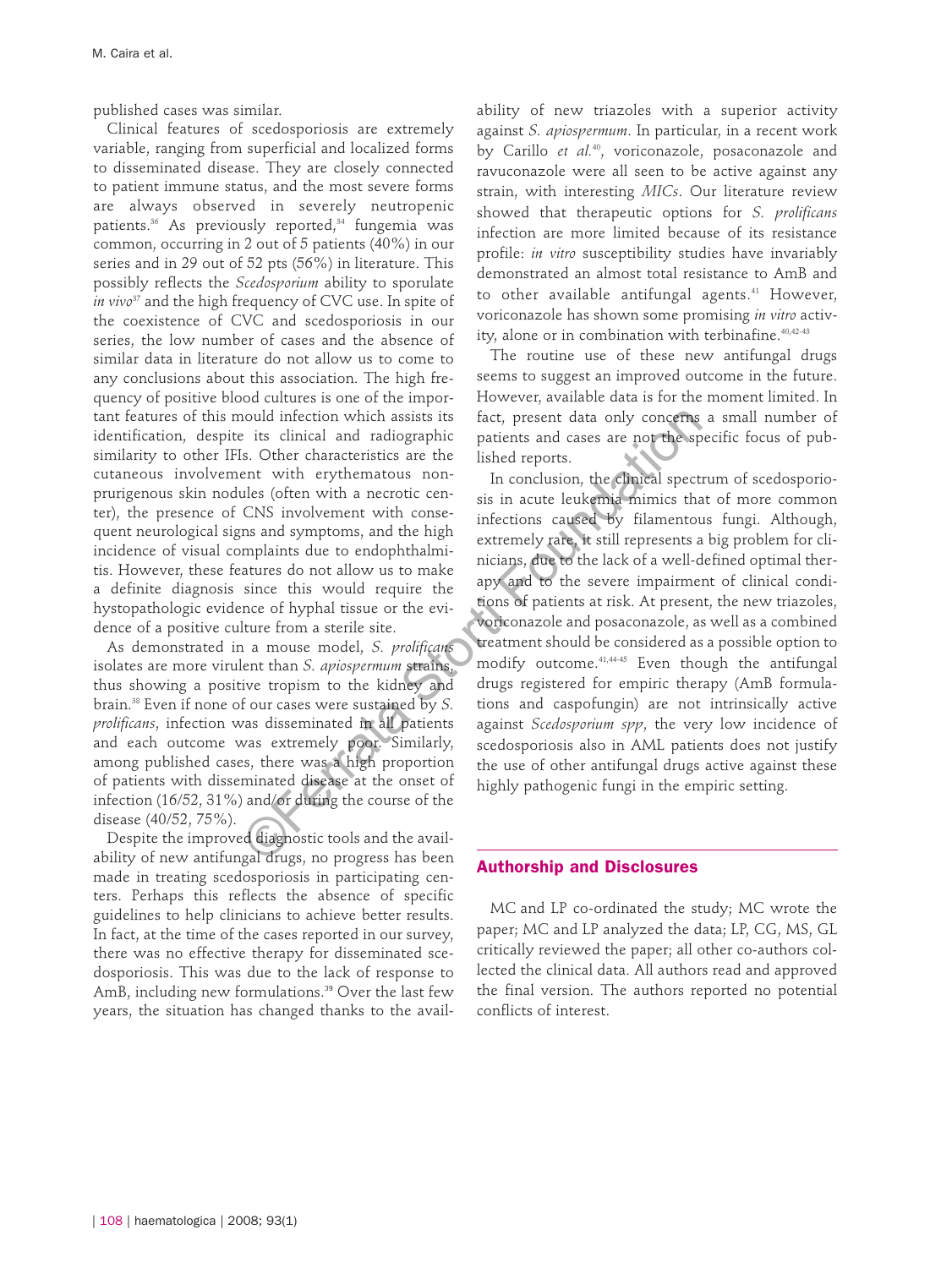published cases was similar.

Clinical features of scedosporiosis are extremely variable, ranging from superficial and localized forms to disseminated disease. They are closely connected to patient immune status, and the most severe forms are always observed in severely neutropenic patients.[36] As previously reported,[34] fungemia was common, occurring in 2 out of 5 patients (40%) in our series and in 29 out of 52 pts (56%) in literature. This possibly reflects the *Scedosporium* ability to sporulate *in vivo*[37] and the high frequency of CVC use. In spite of the coexistence of CVC and scedosporiosis in our series, the low number of cases and the absence of similar data in literature do not allow us to come to any conclusions about this association. The high frequency of positive blood cultures is one of the important features of this mould infection which assists its identification, despite its clinical and radiographic similarity to other IFIs. Other characteristics are the cutaneous involvement with erythematous non-prurigenous skin nodules (often with a necrotic center), the presence of CNS involvement with consequent neurological signs and symptoms, and the high incidence of visual complaints due to endophthalmitis. However, these features do not allow us to make a definite diagnosis since this would require the hystopathologic evidence of hyphal tissue or the evidence of a positive culture from a sterile site.

As demonstrated in a mouse model, *S. prolificans* isolates are more virulent than *S. apiospermum* strains, thus showing a positive tropism to the kidney and brain.[38] Even if none of our cases were sustained by *S. prolificans*, infection was disseminated in all patients and each outcome was extremely poor. Similarly, among published cases, there was a high proportion of patients with disseminated disease at the onset of infection (16/52, 31%) and/or during the course of the disease (40/52, 75%).

Despite the improved diagnostic tools and the availability of new antifungal drugs, no progress has been made in treating scedosporiosis in participating centers. Perhaps this reflects the absence of specific guidelines to help clinicians to achieve better results. In fact, at the time of the cases reported in our survey, there was no effective therapy for disseminated scedosporiosis. This was due to the lack of response to AmB, including new formulations.[39] Over the last few years, the situation has changed thanks to the availability of new triazoles with a superior activity against *S. apiospermum*. In particular, in a recent work by Carillo *et al.*[40], voriconazole, posaconazole and ravuconazole were all seen to be active against any strain, with interesting *MICs*. Our literature review showed that therapeutic options for *S. prolificans* infection are more limited because of its resistance profile: *in vitro* susceptibility studies have invariably demonstrated an almost total resistance to AmB and to other available antifungal agents.[41] However, voriconazole has shown some promising *in vitro* activity, alone or in combination with terbinafine.[40,42-43]

The routine use of these new antifungal drugs seems to suggest an improved outcome in the future. However, available data is for the moment limited. In fact, present data only concerns a small number of patients and cases are not the specific focus of published reports.

In conclusion, the clinical spectrum of scedosporiosis in acute leukemia mimics that of more common infections caused by filamentous fungi. Although, extremely rare, it still represents a big problem for clinicians, due to the lack of a well-defined optimal therapy and to the severe impairment of clinical conditions of patients at risk. At present, the new triazoles, voriconazole and posaconazole, as well as a combined treatment should be considered as a possible option to modify outcome.[41,44-45] Even though the antifungal drugs registered for empiric therapy (AmB formulations and caspofungin) are not intrinsically active against *Scedosporium spp*, the very low incidence of scedosporiosis also in AML patients does not justify the use of other antifungal drugs active against these highly pathogenic fungi in the empiric setting.

## Authorship and Disclosures

MC and LP co-ordinated the study; MC wrote the paper; MC and LP analyzed the data; LP, CG, MS, GL critically reviewed the paper; all other co-authors collected the clinical data. All authors read and approved the final version. The authors reported no potential conflicts of interest.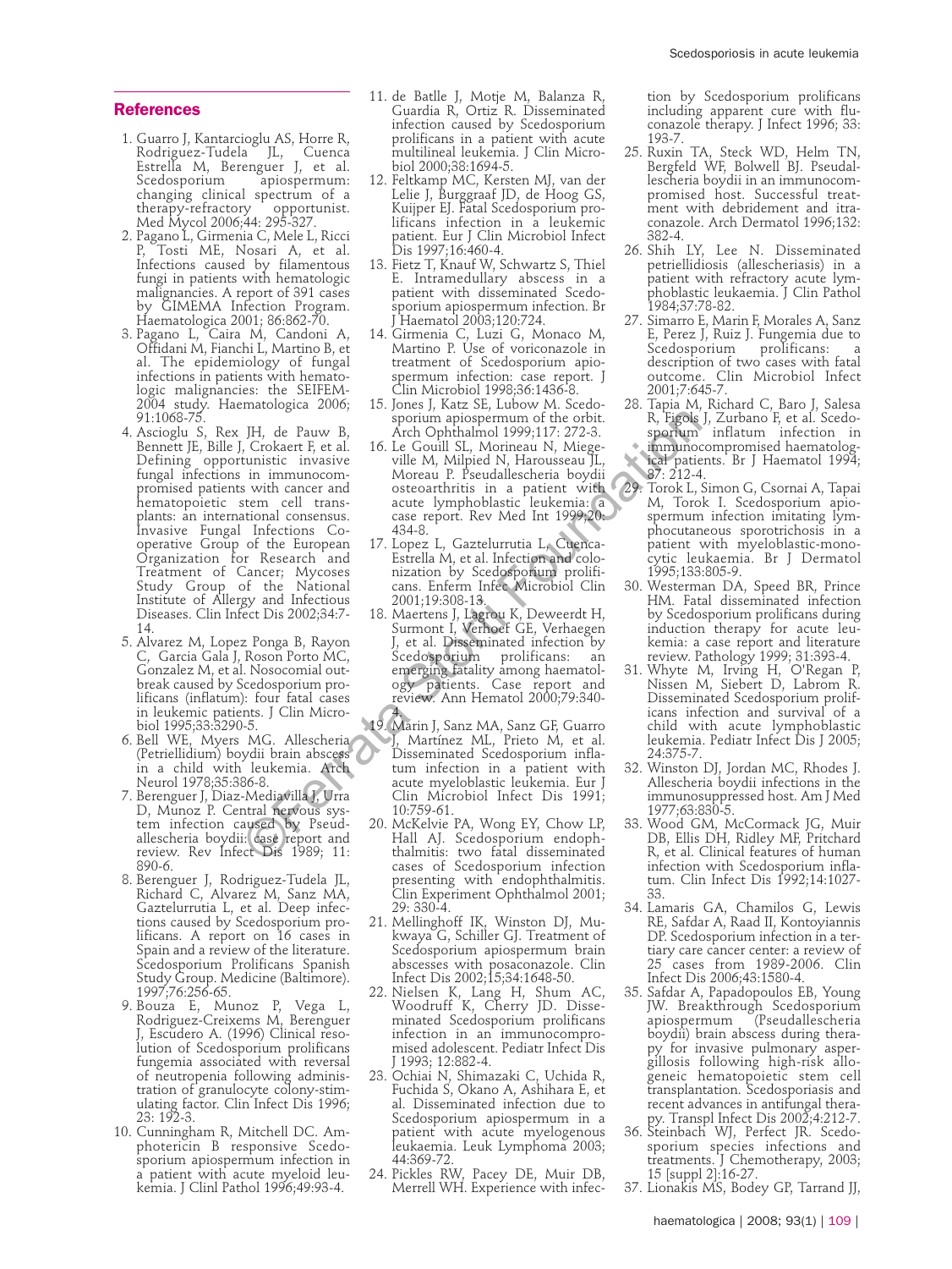## References

1. Guarro J, Kantarcioglu AS, Horre R, Rodriguez-Tudela JL, Cuenca Estrella M, Berenguer J, et al. Scedosporium apiospermum: changing clinical spectrum of a therapy-refractory opportunist. Med Mycol 2006;44: 295-327.
2. Pagano L, Girmenia C, Mele L, Ricci P, Tosti ME, Nosari A, et al. Infections caused by filamentous fungi in patients with hematologic malignancies. A report of 391 cases by GIMEMA Infection Program. Haematologica 2001; 86:862-70.
3. Pagano L, Caira M, Candoni A, Offidani M, Fianchi L, Martino B, et al. The epidemiology of fungal infections in patients with hematologic malignancies: the SEIFEM-2004 study. Haematologica 2006; 91:1068-75.
4. Ascioglu S, Rex JH, de Pauw B, Bennett JE, Bille J, Crokaert F, et al. Defining opportunistic invasive fungal infections in immunocompromised patients with cancer and hematopoietic stem cell transplants: an international consensus. Invasive Fungal Infections Cooperative Group of the European Organization for Research and Treatment of Cancer; Mycoses Study Group of the National Institute of Allergy and Infectious Diseases. Clin Infect Dis 2002;34:7-14.
5. Alvarez M, Lopez Ponga B, Rayon C, Garcia Gala J, Roson Porto MC, Gonzalez M, et al. Nosocomial outbreak caused by Scedosporium prolificans (inflatum): four fatal cases in leukemic patients. J Clin Microbiol 1995;33:3290-5.
6. Bell WE, Myers MG. Allescheria (Petriellidium) boydii brain abscess in a child with leukemia. Arch Neurol 1978;35:386-8.
7. Berenguer J, Diaz-Mediavilla J, Urra D, Munoz P. Central nervous system infection caused by Pseudallescheria boydii: case report and review. Rev Infect Dis 1989; 11: 890-6.
8. Berenguer J, Rodriguez-Tudela JL, Richard C, Alvarez M, Sanz MA, Gaztelurrutia L, et al. Deep infections caused by Scedosporium prolificans. A report on 16 cases in Spain and a review of the literature. Scedosporium Prolificans Spanish Study Group. Medicine (Baltimore). 1997;76:256-65.
9. Bouza E, Munoz P, Vega L, Rodriguez-Creixems M, Berenguer J, Escudero A. (1996) Clinical resolution of Scedosporium prolificans fungemia associated with reversal of neutropenia following administration of granulocyte colony-stimulating factor. Clin Infect Dis 1996; 23: 192-3.
10. Cunningham R, Mitchell DC. Amphotericin B responsive Scedosporium apiospermum infection in a patient with acute myeloid leukemia. J Clinl Pathol 1996;49:93-4.
11. de Batlle J, Motje M, Balanza R, Guardia R, Ortiz R. Disseminated infection caused by Scedosporium prolificans in a patient with acute multilineal leukemia. J Clin Microbiol 2000;38:1694-5.
12. Feltkamp MC, Kersten MJ, van der Lelie J, Burggraaf JD, de Hoog GS, Kuijper EJ. Fatal Scedosporium prolificans infection in a leukemic patient. Eur J Clin Microbiol Infect Dis 1997;16:460-4.
13. Fietz T, Knauf W, Schwartz S, Thiel E. Intramedullary abscess in a patient with disseminated Scedosporium apiospermum infection. Br J Haematol 2003;120:724.
14. Girmenia C, Luzi G, Monaco M, Martino P. Use of voriconazole in treatment of Scedosporium apiospermum infection: case report. J Clin Microbiol 1998;36:1436-8.
15. Jones J, Katz SE, Lubow M. Scedosporium apiospermum of the orbit. Arch Ophthalmol 1999;117: 272-3.
16. Le Gouill SL, Morineau N, Miegeville M, Milpied N, Harousseau JL, Moreau P. Pseudallescheria boydii osteoarthritis in a patient with acute lymphoblastic leukemia: a case report. Rev Med Int 1999;20: 434-8.
17. Lopez L, Gaztelurrutia L, Cuenca-Estrella M, et al. Infection and colonization by Scedosporium prolificans. Enferm Infec Microbiol Clin 2001;19:308-13.
18. Maertens J, Lagrou K, Deweerdt H, Surmont I, Verhoef GE, Verhaegen J, et al. Disseminated infection by Scedosporium prolificans: an emerging fatality among haematology patients. Case report and review. Ann Hematol 2000;79:340-4.
19. Marin J, Sanz MA, Sanz GF, Guarro J, Martinez ML, Prieto M, et al. Disseminated Scedosporium inflatum infection in a patient with acute myeloblastic leukemia. Eur J Clin Microbiol Infect Dis 1991; 10:759-61.
20. McKelvie PA, Wong EY, Chow LP, Hall AJ. Scedosporium endophthalmitis: two fatal disseminated cases of Scedosporium infection presenting with endophthalmitis. Clin Experiment Ophthalmol 2001; 29: 330-4.
21. Mellinghoff IK, Winston DJ, Mukwaya G, Schiller GJ. Treatment of Scedosporium apiospermum brain abscesses with posaconazole. Clin Infect Dis 2002;15;34:1648-50.
22. Nielsen K, Lang H, Shum AC, Woodruff K, Cherry JD. Disseminated Scedosporium prolificans infection in an immunocompromised adolescent. Pediatr Infect Dis J 1993; 12:882-4.
23. Ochiai N, Shimazaki C, Uchida R, Fuchida S, Okano A, Ashihara E, et al. Disseminated infection due to Scedosporium apiospermum in a patient with acute myelogenous leukaemia. Leuk Lymphoma 2003; 44:369-72.
24. Pickles RW, Pacey DE, Muir DB, Merrell WH. Experience with infection by Scedosporium prolificans including apparent cure with fluconazole therapy. J Infect 1996; 33: 193-7.
25. Ruxin TA, Steck WD, Helm TN, Bergfeld WF, Bolwell BJ. Pseudallescheria boydii in an immunocompromised host. Successful treatment with debridement and itraconazole. Arch Dermatol 1996;132: 382-4.
26. Shih LY, Lee N. Disseminated petriellidiosis (allescheriasis) in a patient with refractory acute lymphoblastic leukaemia. J Clin Pathol 1984;37:78-82.
27. Simarro E, Marin F, Morales A, Sanz E, Perez J, Ruiz J. Fungemia due to Scedosporium prolificans: a description of two cases with fatal outcome. Clin Microbiol Infect 2001;7:645-7.
28. Tapia M, Richard C, Baro J, Salesa R, Figols J, Zurbano F, et al. Scedosporium inflatum infection in immunocompromised haematological patients. Br J Haematol 1994; 87: 212-4.
29. Torok L, Simon G, Csornai A, Tapai M, Torok I. Scedosporium apiospermum infection imitating lymphocutaneous sporotrichosis in a patient with myeloblastic-monocytic leukaemia. Br J Dermatol 1995;133:805-9.
30. Westerman DA, Speed BR, Prince HM. Fatal disseminated infection by Scedosporium prolificans during induction therapy for acute leukemia: a case report and literature review. Pathology 1999; 31:393-4.
31. Whyte M, Irving H, O'Regan P, Nissen M, Siebert D, Labrom R. Disseminated Scedosporium prolificans infection and survival of a child with acute lymphoblastic leukemia. Pediatr Infect Dis J 2005; 24:375-7.
32. Winston DJ, Jordan MC, Rhodes J. Allescheria boydii infections in the immunosuppressed host. Am J Med 1977;63:830-5.
33. Wood GM, McCormack JG, Muir DB, Ellis DH, Ridley MF, Pritchard R, et al. Clinical features of human infection with Scedosporium inflatum. Clin Infect Dis 1992;14:1027-33.
34. Lamaris GA, Chamilos G, Lewis RE, Safdar A, Raad II, Kontoyiannis DP. Scedosporium infection in a tertiary care cancer center: a review of 25 cases from 1989-2006. Clin Infect Dis 2006;43:1580-4.
35. Safdar A, Papadopoulos EB, Young JW. Breakthrough Scedosporium apiospermum (Pseudallescheria boydii) brain abscess during therapy for invasive pulmonary aspergillosis following high-risk allogeneic hematopoietic stem cell transplantation. Scedosporiasis and recent advances in antifungal therapy. Transpl Infect Dis 2002;4:212-7.
36. Steinbach WJ, Perfect JR. Scedosporium species infections and treatments. J Chemotherapy, 2003; 15 [suppl 2]:16-27.
37. Lionakis MS, Bodey GP, Tarrand JJ,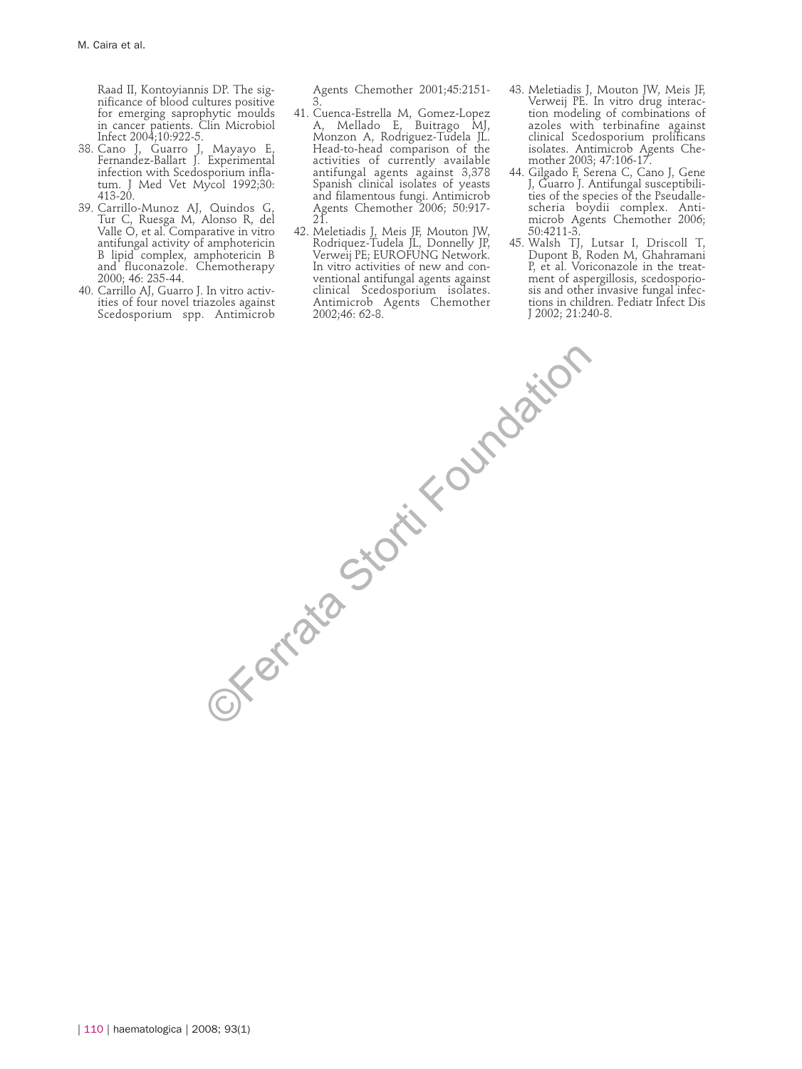Raad II, Kontoyiannis DP. The significance of blood cultures positive for emerging saprophytic moulds in cancer patients. Clin Microbiol Infect 2004;10:922-5.

38. Cano J, Guarro J, Mayayo E, Fernandez-Ballart J. Experimental infection with Scedosporium inflatum. J Med Vet Mycol 1992;30: 413-20.
39. Carrillo-Munoz AJ, Quindos G, Tur C, Ruesga M, Alonso R, del Valle O, et al. Comparative in vitro antifungal activity of amphotericin B lipid complex, amphotericin B and fluconazole. Chemotherapy 2000; 46: 235-44.
40. Carrillo AJ, Guarro J. In vitro activities of four novel triazoles against Scedosporium spp. Antimicrob Agents Chemother 2001;45:2151-3.
41. Cuenca-Estrella M, Gomez-Lopez A, Mellado E, Buitrago MJ, Monzon A, Rodriguez-Tudela JL. Head-to-head comparison of the activities of currently available antifungal agents against 3,378 Spanish clinical isolates of yeasts and filamentous fungi. Antimicrob Agents Chemother 2006; 50:917-21.
42. Meletiadis J, Meis JF, Mouton JW, Rodriquez-Tudela JL, Donnelly JP, Verweij PE; EUROFUNG Network. In vitro activities of new and conventional antifungal agents against clinical Scedosporium isolates. Antimicrob Agents Chemother 2002;46: 62-8.
43. Meletiadis J, Mouton JW, Meis JF, Verweij PE. In vitro drug interaction modeling of combinations of azoles with terbinafine against clinical Scedosporium prolificans isolates. Antimicrob Agents Chemother 2003; 47:106-17.
44. Gilgado F, Serena C, Cano J, Gene J, Guarro J. Antifungal susceptibilities of the species of the Pseudallescheria boydii complex. Antimicrob Agents Chemother 2006; 50:4211-3.
45. Walsh TJ, Lutsar I, Driscoll T, Dupont B, Roden M, Ghahramani P, et al. Voriconazole in the treatment of aspergillosis, scedosporiosis and other invasive fungal infections in children. Pediatr Infect Dis J 2002; 21:240-8.